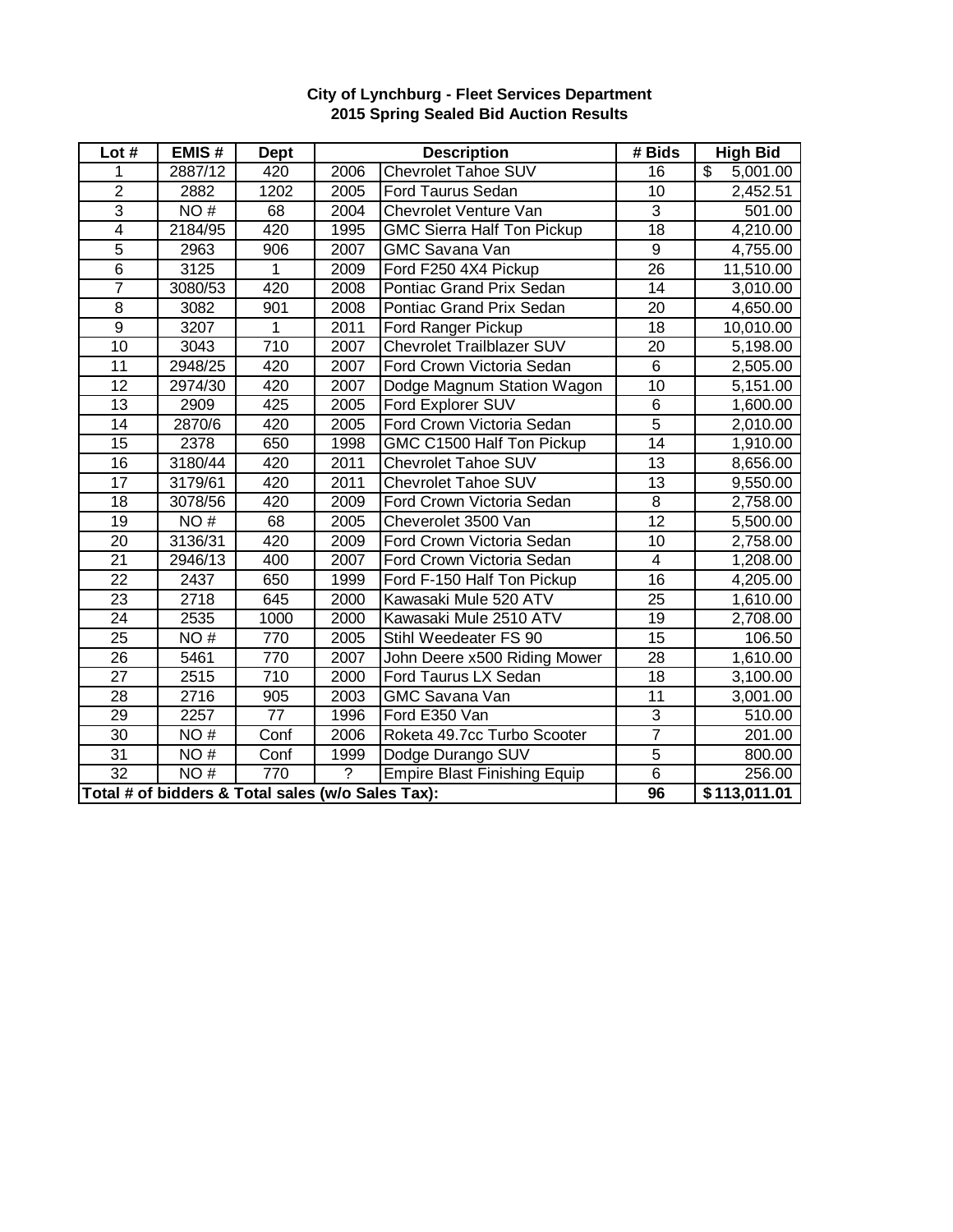**City of Lynchburg - Fleet Services Department**
**2015 Spring Sealed Bid Auction Results**

| Lot # | EMIS # | Dept | Description | | # Bids | High Bid |
|---|---|---|---|---|---|---|
| 1 | 2887/12 | 420 | 2006 | Chevrolet Tahoe SUV | 16 | $ 5,001.00 |
| 2 | 2882 | 1202 | 2005 | Ford Taurus Sedan | 10 | 2,452.51 |
| 3 | NO # | 68 | 2004 | Chevrolet Venture Van | 3 | 501.00 |
| 4 | 2184/95 | 420 | 1995 | GMC Sierra Half Ton Pickup | 18 | 4,210.00 |
| 5 | 2963 | 906 | 2007 | GMC Savana Van | 9 | 4,755.00 |
| 6 | 3125 | 1 | 2009 | Ford F250 4X4 Pickup | 26 | 11,510.00 |
| 7 | 3080/53 | 420 | 2008 | Pontiac Grand Prix Sedan | 14 | 3,010.00 |
| 8 | 3082 | 901 | 2008 | Pontiac Grand Prix Sedan | 20 | 4,650.00 |
| 9 | 3207 | 1 | 2011 | Ford Ranger Pickup | 18 | 10,010.00 |
| 10 | 3043 | 710 | 2007 | Chevrolet Trailblazer SUV | 20 | 5,198.00 |
| 11 | 2948/25 | 420 | 2007 | Ford Crown Victoria Sedan | 6 | 2,505.00 |
| 12 | 2974/30 | 420 | 2007 | Dodge Magnum Station Wagon | 10 | 5,151.00 |
| 13 | 2909 | 425 | 2005 | Ford Explorer SUV | 6 | 1,600.00 |
| 14 | 2870/6 | 420 | 2005 | Ford Crown Victoria Sedan | 5 | 2,010.00 |
| 15 | 2378 | 650 | 1998 | GMC C1500 Half Ton Pickup | 14 | 1,910.00 |
| 16 | 3180/44 | 420 | 2011 | Chevrolet Tahoe SUV | 13 | 8,656.00 |
| 17 | 3179/61 | 420 | 2011 | Chevrolet Tahoe SUV | 13 | 9,550.00 |
| 18 | 3078/56 | 420 | 2009 | Ford Crown Victoria Sedan | 8 | 2,758.00 |
| 19 | NO # | 68 | 2005 | Cheverolet 3500 Van | 12 | 5,500.00 |
| 20 | 3136/31 | 420 | 2009 | Ford Crown Victoria Sedan | 10 | 2,758.00 |
| 21 | 2946/13 | 400 | 2007 | Ford Crown Victoria Sedan | 4 | 1,208.00 |
| 22 | 2437 | 650 | 1999 | Ford F-150 Half Ton Pickup | 16 | 4,205.00 |
| 23 | 2718 | 645 | 2000 | Kawasaki Mule 520 ATV | 25 | 1,610.00 |
| 24 | 2535 | 1000 | 2000 | Kawasaki Mule 2510 ATV | 19 | 2,708.00 |
| 25 | NO # | 770 | 2005 | Stihl Weedeater FS 90 | 15 | 106.50 |
| 26 | 5461 | 770 | 2007 | John Deere x500 Riding Mower | 28 | 1,610.00 |
| 27 | 2515 | 710 | 2000 | Ford Taurus LX Sedan | 18 | 3,100.00 |
| 28 | 2716 | 905 | 2003 | GMC Savana Van | 11 | 3,001.00 |
| 29 | 2257 | 77 | 1996 | Ford E350 Van | 3 | 510.00 |
| 30 | NO # | Conf | 2006 | Roketa 49.7cc Turbo Scooter | 7 | 201.00 |
| 31 | NO # | Conf | 1999 | Dodge Durango SUV | 5 | 800.00 |
| 32 | NO # | 770 | ? | Empire Blast Finishing Equip | 6 | 256.00 |
| **Total # of bidders & Total sales (w/o Sales Tax):** | | | | | **96** | **$ 113,011.01** |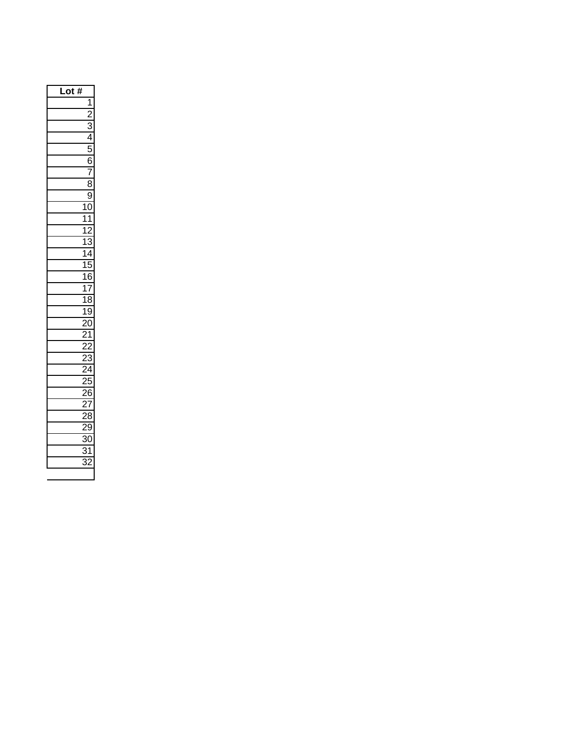| Lot # |
|---|
| 1 |
| 2 |
| 3 |
| 4 |
| 5 |
| 6 |
| 7 |
| 8 |
| 9 |
| 10 |
| 11 |
| 12 |
| 13 |
| 14 |
| 15 |
| 16 |
| 17 |
| 18 |
| 19 |
| 20 |
| 21 |
| 22 |
| 23 |
| 24 |
| 25 |
| 26 |
| 27 |
| 28 |
| 29 |
| 30 |
| 31 |
| 32 |
| |